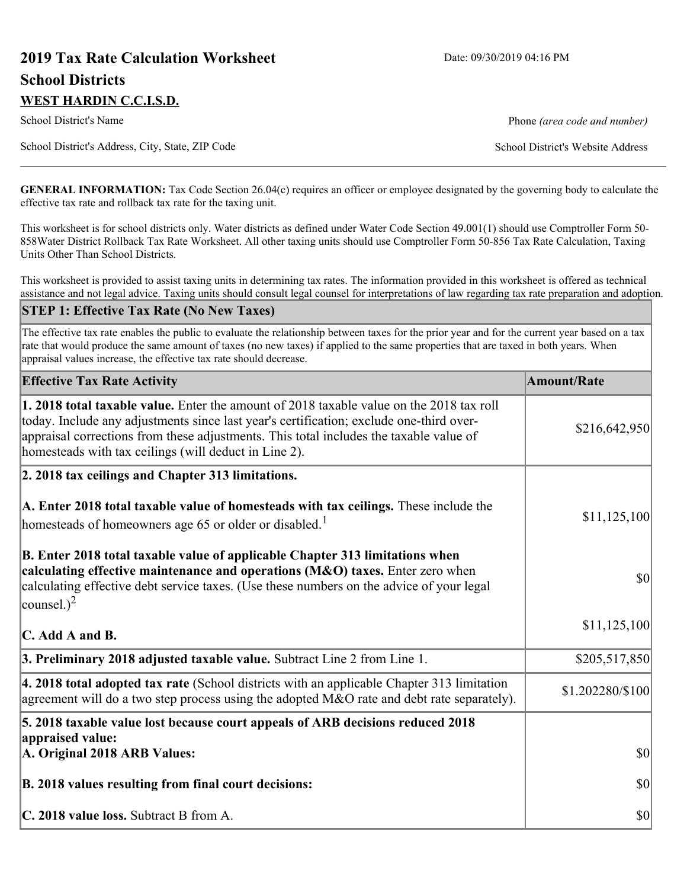# 2019 Tax Rate Calculation Worksheet

Date: 09/30/2019 04:16 PM

## School Districts

**WEST HARDIN C.C.I.S.D.**

School District's Name

Phone *(area code and number)*

School District's Address, City, State, ZIP Code

School District's Website Address

**GENERAL INFORMATION:** Tax Code Section 26.04(c) requires an officer or employee designated by the governing body to calculate the effective tax rate and rollback tax rate for the taxing unit.

This worksheet is for school districts only. Water districts as defined under Water Code Section 49.001(1) should use Comptroller Form 50-858Water District Rollback Tax Rate Worksheet. All other taxing units should use Comptroller Form 50-856 Tax Rate Calculation, Taxing Units Other Than School Districts.

This worksheet is provided to assist taxing units in determining tax rates. The information provided in this worksheet is offered as technical assistance and not legal advice. Taxing units should consult legal counsel for interpretations of law regarding tax rate preparation and adoption.

## STEP 1: Effective Tax Rate (No New Taxes)

The effective tax rate enables the public to evaluate the relationship between taxes for the prior year and for the current year based on a tax rate that would produce the same amount of taxes (no new taxes) if applied to the same properties that are taxed in both years. When appraisal values increase, the effective tax rate should decrease.

| Effective Tax Rate Activity | Amount/Rate |
| --- | --- |
| **1. 2018 total taxable value.** Enter the amount of 2018 taxable value on the 2018 tax roll today. Include any adjustments since last year's certification; exclude one-third over-appraisal corrections from these adjustments. This total includes the taxable value of homesteads with tax ceilings (will deduct in Line 2). | $216,642,950 |
| **2. 2018 tax ceilings and Chapter 313 limitations.** | |
| **A. Enter 2018 total taxable value of homesteads with tax ceilings.** These include the homesteads of homeowners age 65 or older or disabled.[1] | $11,125,100 |
| **B. Enter 2018 total taxable value of applicable Chapter 313 limitations when calculating effective maintenance and operations (M&O) taxes.** Enter zero when calculating effective debt service taxes. (Use these numbers on the advice of your legal counsel.)[2] | $0 |
| **C. Add A and B.** | $11,125,100 |
| **3. Preliminary 2018 adjusted taxable value.** Subtract Line 2 from Line 1. | $205,517,850 |
| **4. 2018 total adopted tax rate** (School districts with an applicable Chapter 313 limitation agreement will do a two step process using the adopted M&O rate and debt rate separately). | $1.202280/$100 |
| **5. 2018 taxable value lost because court appeals of ARB decisions reduced 2018 appraised value:** | |
| **A. Original 2018 ARB Values:** | $0 |
| **B. 2018 values resulting from final court decisions:** | $0 |
| **C. 2018 value loss.** Subtract B from A. | $0 |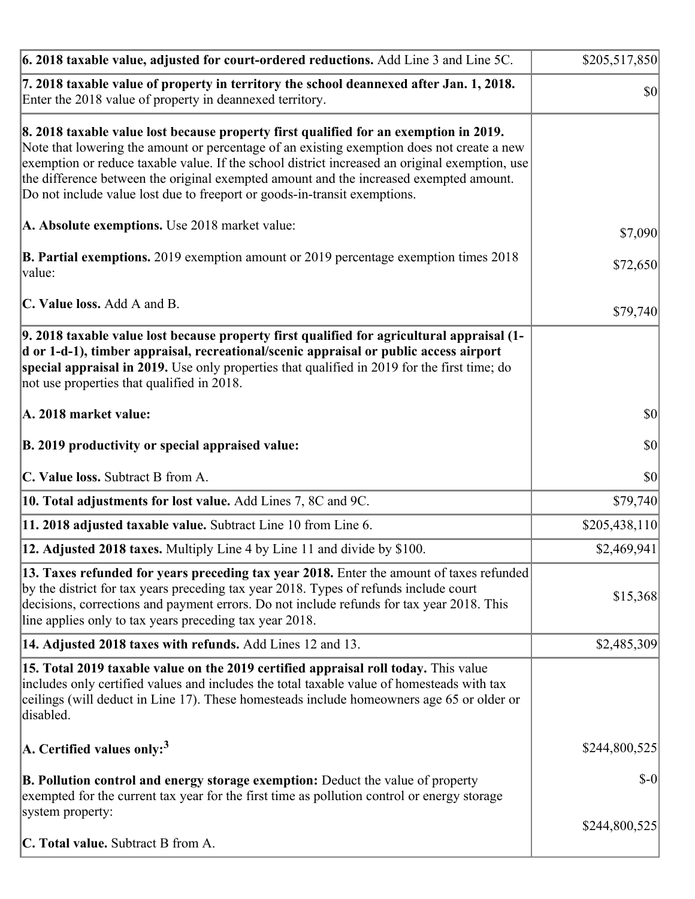| | |
|---|---|
| **6. 2018 taxable value, adjusted for court-ordered reductions.** Add Line 3 and Line 5C. | $205,517,850 |
| **7. 2018 taxable value of property in territory the school deannexed after Jan. 1, 2018.** Enter the 2018 value of property in deannexed territory. | $0 |
| **8. 2018 taxable value lost because property first qualified for an exemption in 2019.** Note that lowering the amount or percentage of an existing exemption does not create a new exemption or reduce taxable value. If the school district increased an original exemption, use the difference between the original exempted amount and the increased exempted amount. Do not include value lost due to freeport or goods-in-transit exemptions.<br><br>**A. Absolute exemptions.** Use 2018 market value:<br><br>**B. Partial exemptions.** 2019 exemption amount or 2019 percentage exemption times 2018 value:<br><br>**C. Value loss.** Add A and B. | <br><br><br><br><br>$7,090<br><br>$72,650<br><br>$79,740 |
| **9. 2018 taxable value lost because property first qualified for agricultural appraisal (1-d or 1-d-1), timber appraisal, recreational/scenic appraisal or public access airport special appraisal in 2019.** Use only properties that qualified in 2019 for the first time; do not use properties that qualified in 2018.<br><br>**A. 2018 market value:**<br><br>**B. 2019 productivity or special appraised value:**<br><br>**C. Value loss.** Subtract B from A. | <br><br><br><br>$0<br><br>$0<br><br>$0 |
| **10. Total adjustments for lost value.** Add Lines 7, 8C and 9C. | $79,740 |
| **11. 2018 adjusted taxable value.** Subtract Line 10 from Line 6. | $205,438,110 |
| **12. Adjusted 2018 taxes.** Multiply Line 4 by Line 11 and divide by $100. | $2,469,941 |
| **13. Taxes refunded for years preceding tax year 2018.** Enter the amount of taxes refunded by the district for tax years preceding tax year 2018. Types of refunds include court decisions, corrections and payment errors. Do not include refunds for tax year 2018. This line applies only to tax years preceding tax year 2018. | $15,368 |
| **14. Adjusted 2018 taxes with refunds.** Add Lines 12 and 13. | $2,485,309 |
| **15. Total 2019 taxable value on the 2019 certified appraisal roll today.** This value includes only certified values and includes the total taxable value of homesteads with tax ceilings (will deduct in Line 17). These homesteads include homeowners age 65 or older or disabled.<br><br>**A. Certified values only:**[3]<br><br>**B. Pollution control and energy storage exemption:** Deduct the value of property exempted for the current tax year for the first time as pollution control or energy storage system property:<br><br>**C. Total value.** Subtract B from A. | <br><br><br><br>$244,800,525<br><br>$-0<br><br>$244,800,525 |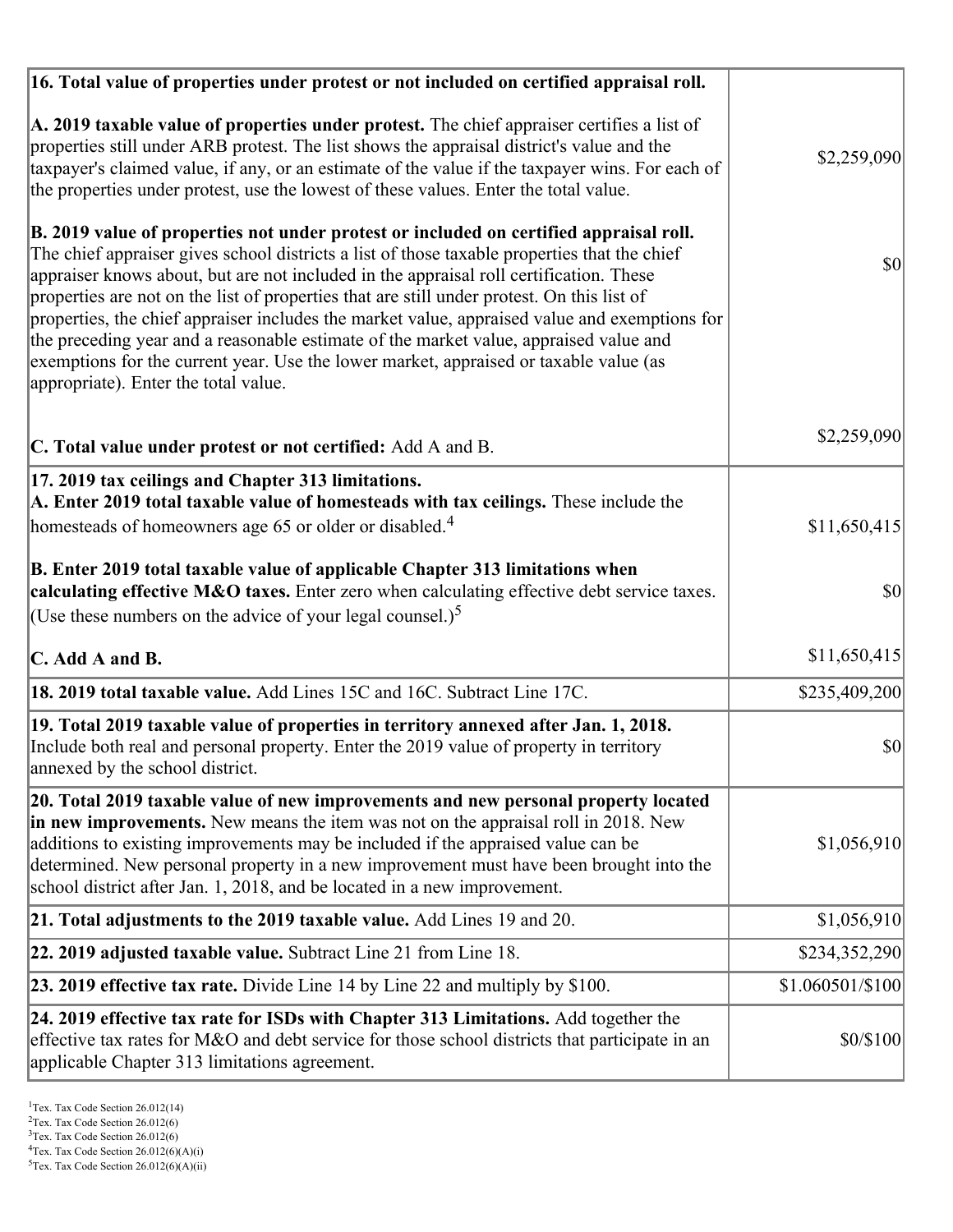| | |
|---|---|
| **16. Total value of properties under protest or not included on certified appraisal roll.**<br><br>**A. 2019 taxable value of properties under protest.** The chief appraiser certifies a list of properties still under ARB protest. The list shows the appraisal district's value and the taxpayer's claimed value, if any, or an estimate of the value if the taxpayer wins. For each of the properties under protest, use the lowest of these values. Enter the total value.<br><br>**B. 2019 value of properties not under protest or included on certified appraisal roll.** The chief appraiser gives school districts a list of those taxable properties that the chief appraiser knows about, but are not included in the appraisal roll certification. These properties are not on the list of properties that are still under protest. On this list of properties, the chief appraiser includes the market value, appraised value and exemptions for the preceding year and a reasonable estimate of the market value, appraised value and exemptions for the current year. Use the lower market, appraised or taxable value (as appropriate). Enter the total value.<br><br>**C. Total value under protest or not certified:** Add A and B. | <br><br>$2,259,090<br><br>$0<br><br>$2,259,090 |
| **17. 2019 tax ceilings and Chapter 313 limitations.**<br>**A. Enter 2019 total taxable value of homesteads with tax ceilings.** These include the homesteads of homeowners age 65 or older or disabled.[4]<br><br>**B. Enter 2019 total taxable value of applicable Chapter 313 limitations when calculating effective M&O taxes.** Enter zero when calculating effective debt service taxes. (Use these numbers on the advice of your legal counsel.)[5]<br><br>**C. Add A and B.** | <br>$11,650,415<br><br>$0<br><br>$11,650,415 |
| **18. 2019 total taxable value.** Add Lines 15C and 16C. Subtract Line 17C. | $235,409,200 |
| **19. Total 2019 taxable value of properties in territory annexed after Jan. 1, 2018.** Include both real and personal property. Enter the 2019 value of property in territory annexed by the school district. | $0 |
| **20. Total 2019 taxable value of new improvements and new personal property located in new improvements.** New means the item was not on the appraisal roll in 2018. New additions to existing improvements may be included if the appraised value can be determined. New personal property in a new improvement must have been brought into the school district after Jan. 1, 2018, and be located in a new improvement. | $1,056,910 |
| **21. Total adjustments to the 2019 taxable value.** Add Lines 19 and 20. | $1,056,910 |
| **22. 2019 adjusted taxable value.** Subtract Line 21 from Line 18. | $234,352,290 |
| **23. 2019 effective tax rate.** Divide Line 14 by Line 22 and multiply by $100. | $1.060501/$100 |
| **24. 2019 effective tax rate for ISDs with Chapter 313 Limitations.** Add together the effective tax rates for M&O and debt service for those school districts that participate in an applicable Chapter 313 limitations agreement. | $0/$100 |

[1]Tex. Tax Code Section 26.012(14)
[2]Tex. Tax Code Section 26.012(6)
[3]Tex. Tax Code Section 26.012(6)
[4]Tex. Tax Code Section 26.012(6)(A)(i)
[5]Tex. Tax Code Section 26.012(6)(A)(ii)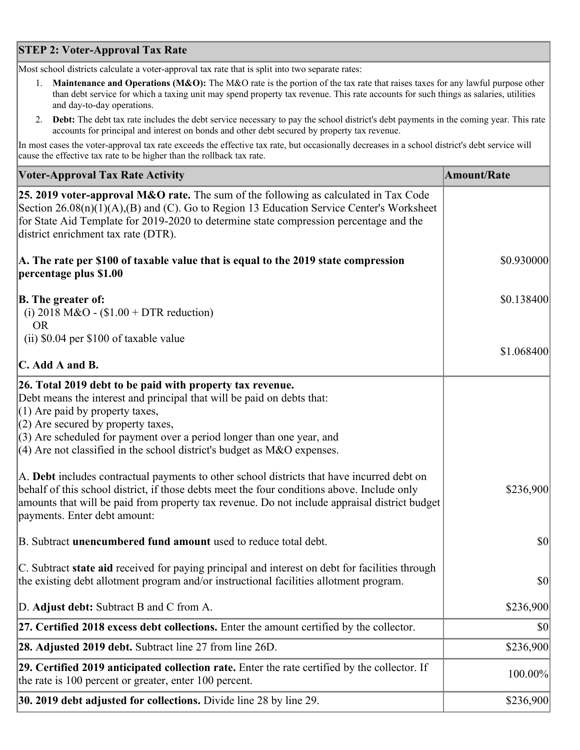## STEP 2: Voter-Approval Tax Rate

Most school districts calculate a voter-approval tax rate that is split into two separate rates:

1. **Maintenance and Operations (M&O):** The M&O rate is the portion of the tax rate that raises taxes for any lawful purpose other than debt service for which a taxing unit may spend property tax revenue. This rate accounts for such things as salaries, utilities and day-to-day operations.
2. **Debt:** The debt tax rate includes the debt service necessary to pay the school district's debt payments in the coming year. This rate accounts for principal and interest on bonds and other debt secured by property tax revenue.

In most cases the voter-approval tax rate exceeds the effective tax rate, but occasionally decreases in a school district's debt service will cause the effective tax rate to be higher than the rollback tax rate.

| Voter-Approval Tax Rate Activity | Amount/Rate |
|---|---|
| **25. 2019 voter-approval M&O rate.** The sum of the following as calculated in Tax Code Section 26.08(n)(1)(A),(B) and (C). Go to Region 13 Education Service Center's Worksheet for State Aid Template for 2019-2020 to determine state compression percentage and the district enrichment tax rate (DTR). | |
| **A. The rate per $100 of taxable value that is equal to the 2019 state compression percentage plus $1.00** | $0.930000 |
| **B. The greater of:** (i) 2018 M&O - ($1.00 + DTR reduction) OR (ii) $0.04 per $100 of taxable value | $0.138400 |
| **C. Add A and B.** | $1.068400 |
| **26. Total 2019 debt to be paid with property tax revenue.** Debt means the interest and principal that will be paid on debts that: (1) Are paid by property taxes, (2) Are secured by property taxes, (3) Are scheduled for payment over a period longer than one year, and (4) Are not classified in the school district's budget as M&O expenses. | |
| A. **Debt** includes contractual payments to other school districts that have incurred debt on behalf of this school district, if those debts meet the four conditions above. Include only amounts that will be paid from property tax revenue. Do not include appraisal district budget payments. Enter debt amount: | $236,900 |
| B. Subtract **unencumbered fund amount** used to reduce total debt. | $0 |
| C. Subtract **state aid** received for paying principal and interest on debt for facilities through the existing debt allotment program and/or instructional facilities allotment program. | $0 |
| D. **Adjust debt:** Subtract B and C from A. | $236,900 |
| **27. Certified 2018 excess debt collections.** Enter the amount certified by the collector. | $0 |
| **28. Adjusted 2019 debt.** Subtract line 27 from line 26D. | $236,900 |
| **29. Certified 2019 anticipated collection rate.** Enter the rate certified by the collector. If the rate is 100 percent or greater, enter 100 percent. | 100.00% |
| **30. 2019 debt adjusted for collections.** Divide line 28 by line 29. | $236,900 |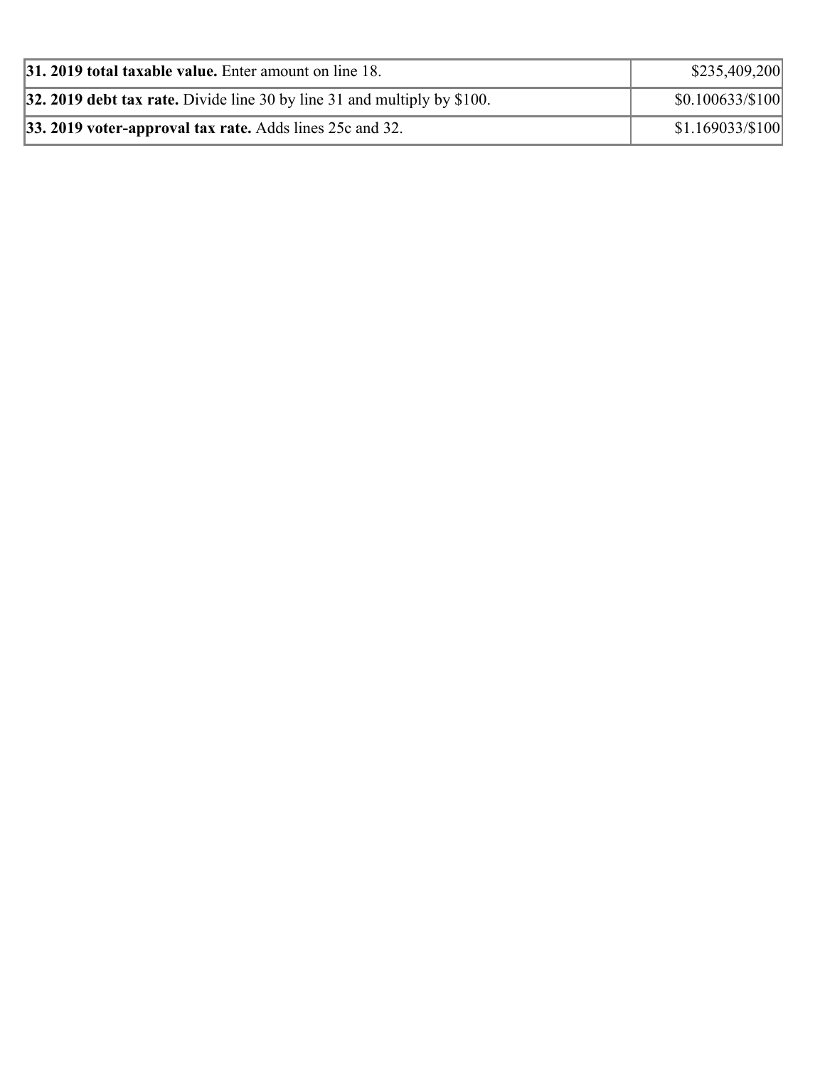| | |
|---|---|
| **31. 2019 total taxable value.** Enter amount on line 18. | $235,409,200 |
| **32. 2019 debt tax rate.** Divide line 30 by line 31 and multiply by $100. | $0.100633/$100 |
| **33. 2019 voter-approval tax rate.** Adds lines 25c and 32. | $1.169033/$100 |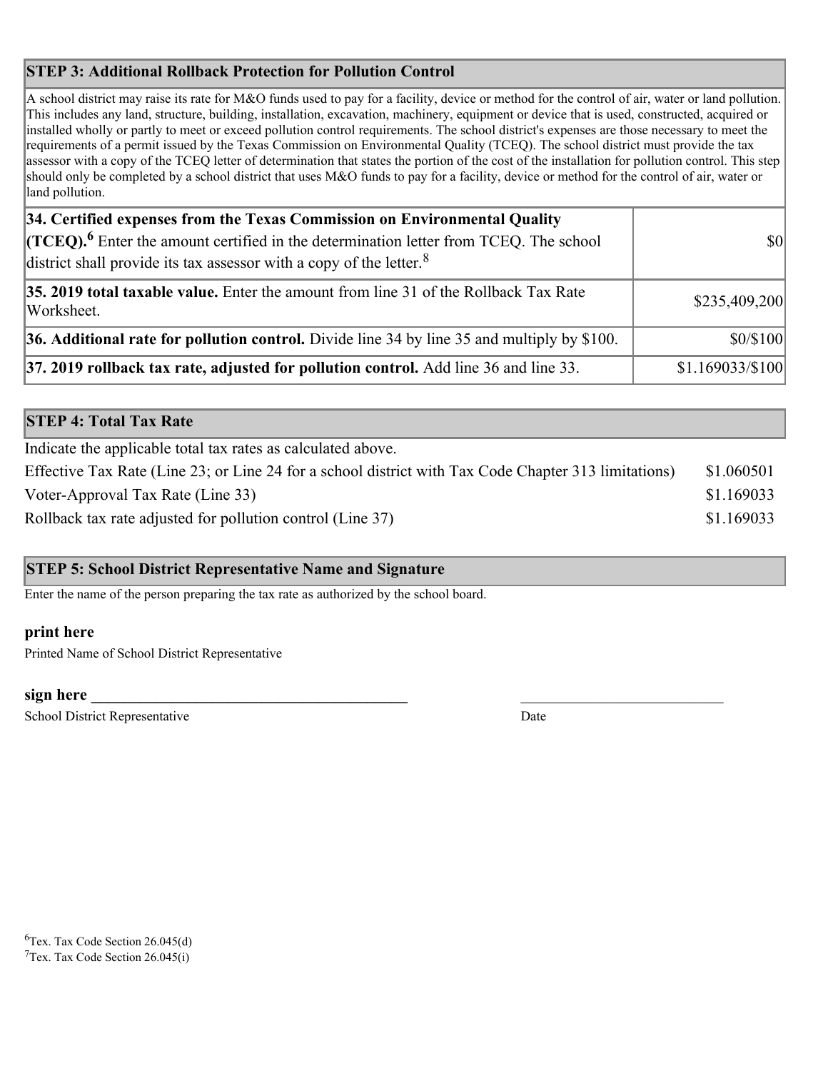## STEP 3: Additional Rollback Protection for Pollution Control

A school district may raise its rate for M&O funds used to pay for a facility, device or method for the control of air, water or land pollution. This includes any land, structure, building, installation, excavation, machinery, equipment or device that is used, constructed, acquired or installed wholly or partly to meet or exceed pollution control requirements. The school district's expenses are those necessary to meet the requirements of a permit issued by the Texas Commission on Environmental Quality (TCEQ). The school district must provide the tax assessor with a copy of the TCEQ letter of determination that states the portion of the cost of the installation for pollution control. This step should only be completed by a school district that uses M&O funds to pay for a facility, device or method for the control of air, water or land pollution.

| | |
|---|---|
| **34. Certified expenses from the Texas Commission on Environmental Quality (TCEQ).**[6] Enter the amount certified in the determination letter from TCEQ. The school district shall provide its tax assessor with a copy of the letter.[8] | $0 |
| **35. 2019 total taxable value.** Enter the amount from line 31 of the Rollback Tax Rate Worksheet. | $235,409,200 |
| **36. Additional rate for pollution control.** Divide line 34 by line 35 and multiply by $100. | $0/$100 |
| **37. 2019 rollback tax rate, adjusted for pollution control.** Add line 36 and line 33. | $1.169033/$100 |

## STEP 4: Total Tax Rate

Indicate the applicable total tax rates as calculated above.

| | |
|---|---|
| Effective Tax Rate (Line 23; or Line 24 for a school district with Tax Code Chapter 313 limitations) | $1.060501 |
| Voter-Approval Tax Rate (Line 33) | $1.169033 |
| Rollback tax rate adjusted for pollution control (Line 37) | $1.169033 |

## STEP 5: School District Representative Name and Signature

Enter the name of the person preparing the tax rate as authorized by the school board.

**print here**

Printed Name of School District Representative

**sign here** ______________________________________ ___________________________

School District Representative Date

[6]Tex. Tax Code Section 26.045(d)

[7]Tex. Tax Code Section 26.045(i)